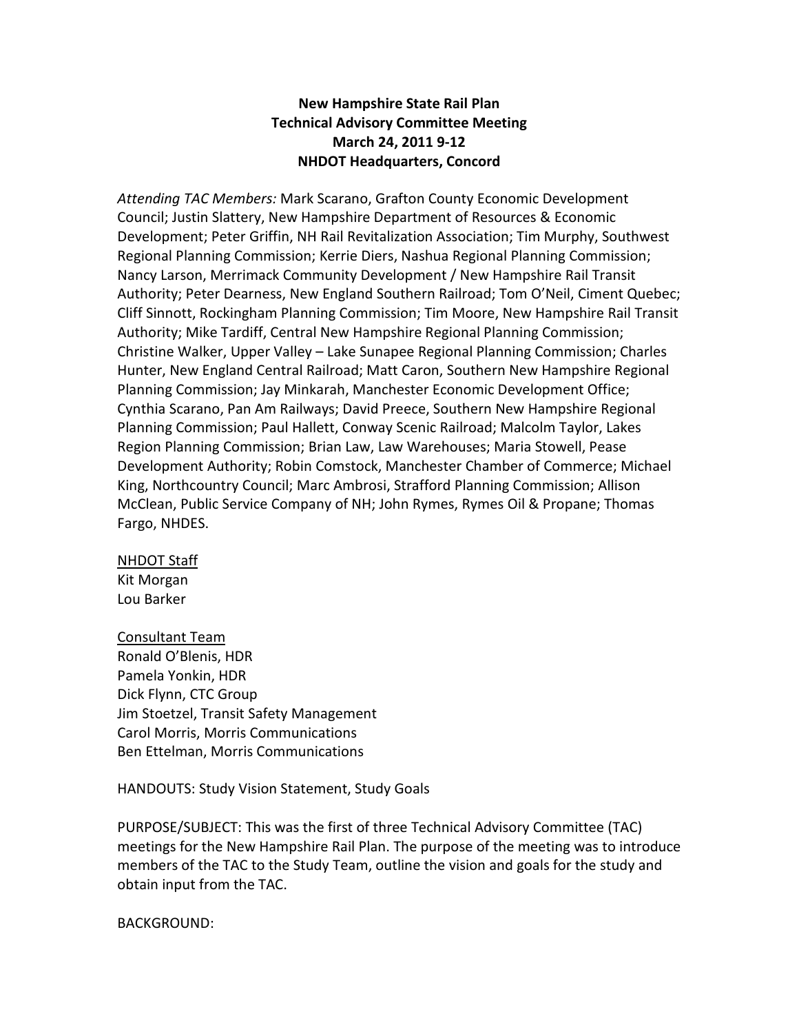**New Hampshire State Rail Plan**
**Technical Advisory Committee Meeting**
**March 24, 2011 9-12**
**NHDOT Headquarters, Concord**

*Attending TAC Members:* Mark Scarano, Grafton County Economic Development Council; Justin Slattery, New Hampshire Department of Resources & Economic Development; Peter Griffin, NH Rail Revitalization Association; Tim Murphy, Southwest Regional Planning Commission; Kerrie Diers, Nashua Regional Planning Commission; Nancy Larson, Merrimack Community Development / New Hampshire Rail Transit Authority; Peter Dearness, New England Southern Railroad; Tom O'Neil, Ciment Quebec; Cliff Sinnott, Rockingham Planning Commission; Tim Moore, New Hampshire Rail Transit Authority; Mike Tardiff, Central New Hampshire Regional Planning Commission; Christine Walker, Upper Valley – Lake Sunapee Regional Planning Commission; Charles Hunter, New England Central Railroad; Matt Caron, Southern New Hampshire Regional Planning Commission; Jay Minkarah, Manchester Economic Development Office; Cynthia Scarano, Pan Am Railways; David Preece, Southern New Hampshire Regional Planning Commission; Paul Hallett, Conway Scenic Railroad; Malcolm Taylor, Lakes Region Planning Commission; Brian Law, Law Warehouses; Maria Stowell, Pease Development Authority; Robin Comstock, Manchester Chamber of Commerce; Michael King, Northcountry Council; Marc Ambrosi, Strafford Planning Commission; Allison McClean, Public Service Company of NH; John Rymes, Rymes Oil & Propane; Thomas Fargo, NHDES.

NHDOT Staff
Kit Morgan
Lou Barker

Consultant Team
Ronald O'Blenis, HDR
Pamela Yonkin, HDR
Dick Flynn, CTC Group
Jim Stoetzel, Transit Safety Management
Carol Morris, Morris Communications
Ben Ettelman, Morris Communications

HANDOUTS: Study Vision Statement, Study Goals

PURPOSE/SUBJECT: This was the first of three Technical Advisory Committee (TAC) meetings for the New Hampshire Rail Plan. The purpose of the meeting was to introduce members of the TAC to the Study Team, outline the vision and goals for the study and obtain input from the TAC.

BACKGROUND: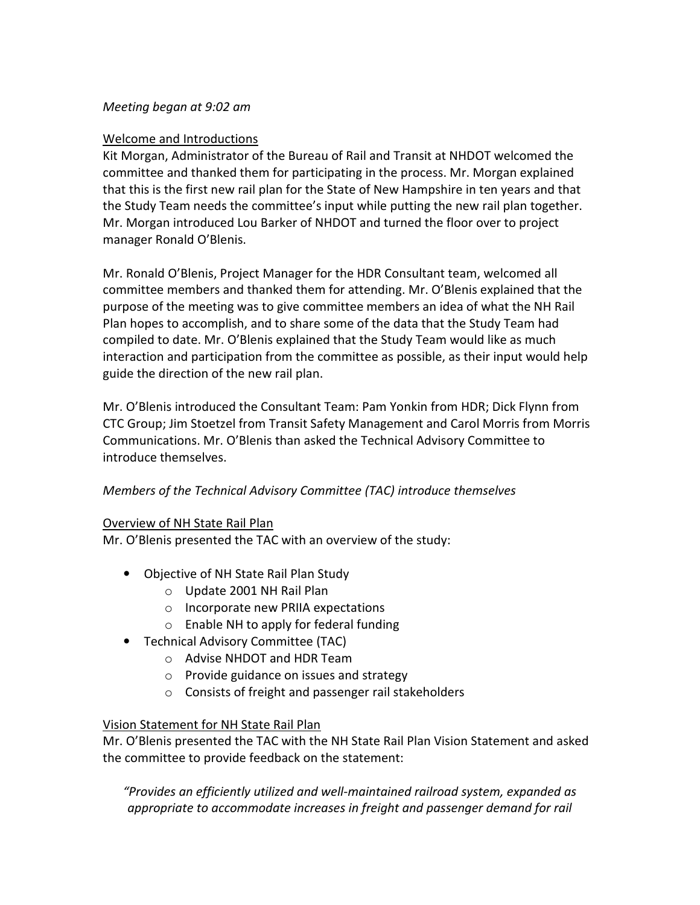*Meeting began at 9:02 am*

Welcome and Introductions

Kit Morgan, Administrator of the Bureau of Rail and Transit at NHDOT welcomed the committee and thanked them for participating in the process. Mr. Morgan explained that this is the first new rail plan for the State of New Hampshire in ten years and that the Study Team needs the committee's input while putting the new rail plan together. Mr. Morgan introduced Lou Barker of NHDOT and turned the floor over to project manager Ronald O'Blenis.

Mr. Ronald O'Blenis, Project Manager for the HDR Consultant team, welcomed all committee members and thanked them for attending. Mr. O'Blenis explained that the purpose of the meeting was to give committee members an idea of what the NH Rail Plan hopes to accomplish, and to share some of the data that the Study Team had compiled to date. Mr. O'Blenis explained that the Study Team would like as much interaction and participation from the committee as possible, as their input would help guide the direction of the new rail plan.

Mr. O'Blenis introduced the Consultant Team: Pam Yonkin from HDR; Dick Flynn from CTC Group; Jim Stoetzel from Transit Safety Management and Carol Morris from Morris Communications. Mr. O'Blenis than asked the Technical Advisory Committee to introduce themselves.

*Members of the Technical Advisory Committee (TAC) introduce themselves*

Overview of NH State Rail Plan

Mr. O'Blenis presented the TAC with an overview of the study:

- Objective of NH State Rail Plan Study
  - Update 2001 NH Rail Plan
  - Incorporate new PRIIA expectations
  - Enable NH to apply for federal funding
- Technical Advisory Committee (TAC)
  - Advise NHDOT and HDR Team
  - Provide guidance on issues and strategy
  - Consists of freight and passenger rail stakeholders

Vision Statement for NH State Rail Plan

Mr. O'Blenis presented the TAC with the NH State Rail Plan Vision Statement and asked the committee to provide feedback on the statement:

*"Provides an efficiently utilized and well-maintained railroad system, expanded as appropriate to accommodate increases in freight and passenger demand for rail*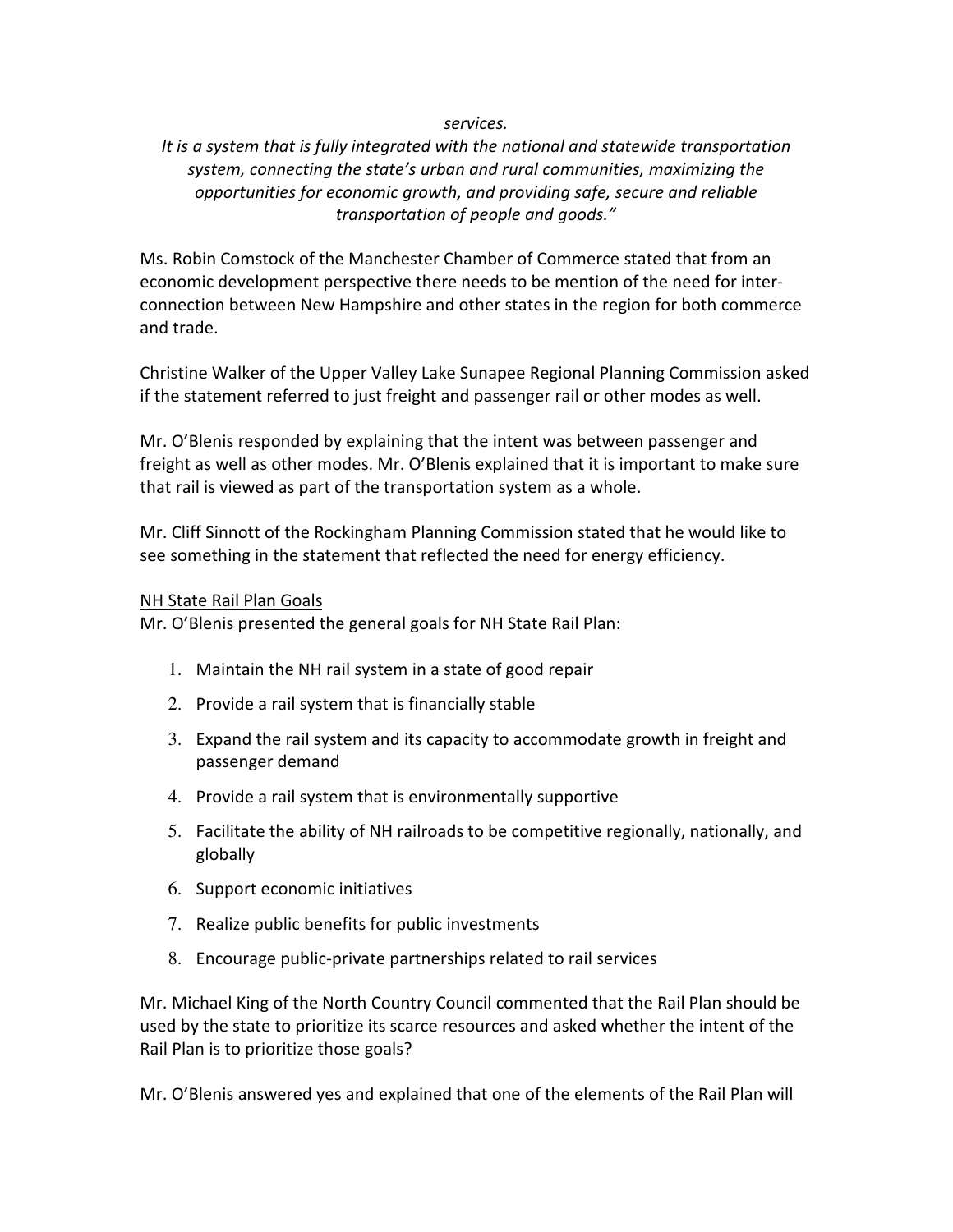*services.*

*It is a system that is fully integrated with the national and statewide transportation system, connecting the state's urban and rural communities, maximizing the opportunities for economic growth, and providing safe, secure and reliable transportation of people and goods."*

Ms. Robin Comstock of the Manchester Chamber of Commerce stated that from an economic development perspective there needs to be mention of the need for inter-connection between New Hampshire and other states in the region for both commerce and trade.

Christine Walker of the Upper Valley Lake Sunapee Regional Planning Commission asked if the statement referred to just freight and passenger rail or other modes as well.

Mr. O'Blenis responded by explaining that the intent was between passenger and freight as well as other modes. Mr. O'Blenis explained that it is important to make sure that rail is viewed as part of the transportation system as a whole.

Mr. Cliff Sinnott of the Rockingham Planning Commission stated that he would like to see something in the statement that reflected the need for energy efficiency.

NH State Rail Plan Goals

Mr. O'Blenis presented the general goals for NH State Rail Plan:

1. Maintain the NH rail system in a state of good repair
2. Provide a rail system that is financially stable
3. Expand the rail system and its capacity to accommodate growth in freight and passenger demand
4. Provide a rail system that is environmentally supportive
5. Facilitate the ability of NH railroads to be competitive regionally, nationally, and globally
6. Support economic initiatives
7. Realize public benefits for public investments
8. Encourage public-private partnerships related to rail services

Mr. Michael King of the North Country Council commented that the Rail Plan should be used by the state to prioritize its scarce resources and asked whether the intent of the Rail Plan is to prioritize those goals?

Mr. O'Blenis answered yes and explained that one of the elements of the Rail Plan will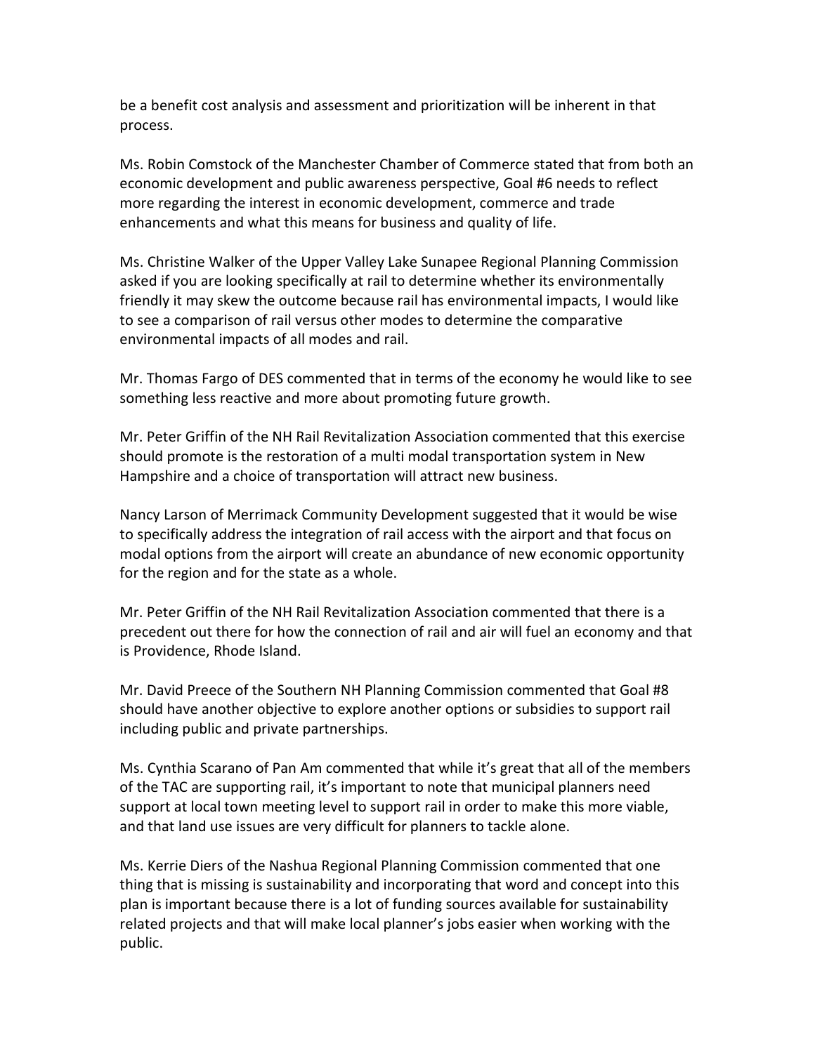be a benefit cost analysis and assessment and prioritization will be inherent in that process.

Ms. Robin Comstock of the Manchester Chamber of Commerce stated that from both an economic development and public awareness perspective, Goal #6 needs to reflect more regarding the interest in economic development, commerce and trade enhancements and what this means for business and quality of life.

Ms. Christine Walker of the Upper Valley Lake Sunapee Regional Planning Commission asked if you are looking specifically at rail to determine whether its environmentally friendly it may skew the outcome because rail has environmental impacts, I would like to see a comparison of rail versus other modes to determine the comparative environmental impacts of all modes and rail.

Mr. Thomas Fargo of DES commented that in terms of the economy he would like to see something less reactive and more about promoting future growth.

Mr. Peter Griffin of the NH Rail Revitalization Association commented that this exercise should promote is the restoration of a multi modal transportation system in New Hampshire and a choice of transportation will attract new business.

Nancy Larson of Merrimack Community Development suggested that it would be wise to specifically address the integration of rail access with the airport and that focus on modal options from the airport will create an abundance of new economic opportunity for the region and for the state as a whole.

Mr. Peter Griffin of the NH Rail Revitalization Association commented that there is a precedent out there for how the connection of rail and air will fuel an economy and that is Providence, Rhode Island.

Mr. David Preece of the Southern NH Planning Commission commented that Goal #8 should have another objective to explore another options or subsidies to support rail including public and private partnerships.

Ms. Cynthia Scarano of Pan Am commented that while it's great that all of the members of the TAC are supporting rail, it's important to note that municipal planners need support at local town meeting level to support rail in order to make this more viable, and that land use issues are very difficult for planners to tackle alone.

Ms. Kerrie Diers of the Nashua Regional Planning Commission commented that one thing that is missing is sustainability and incorporating that word and concept into this plan is important because there is a lot of funding sources available for sustainability related projects and that will make local planner's jobs easier when working with the public.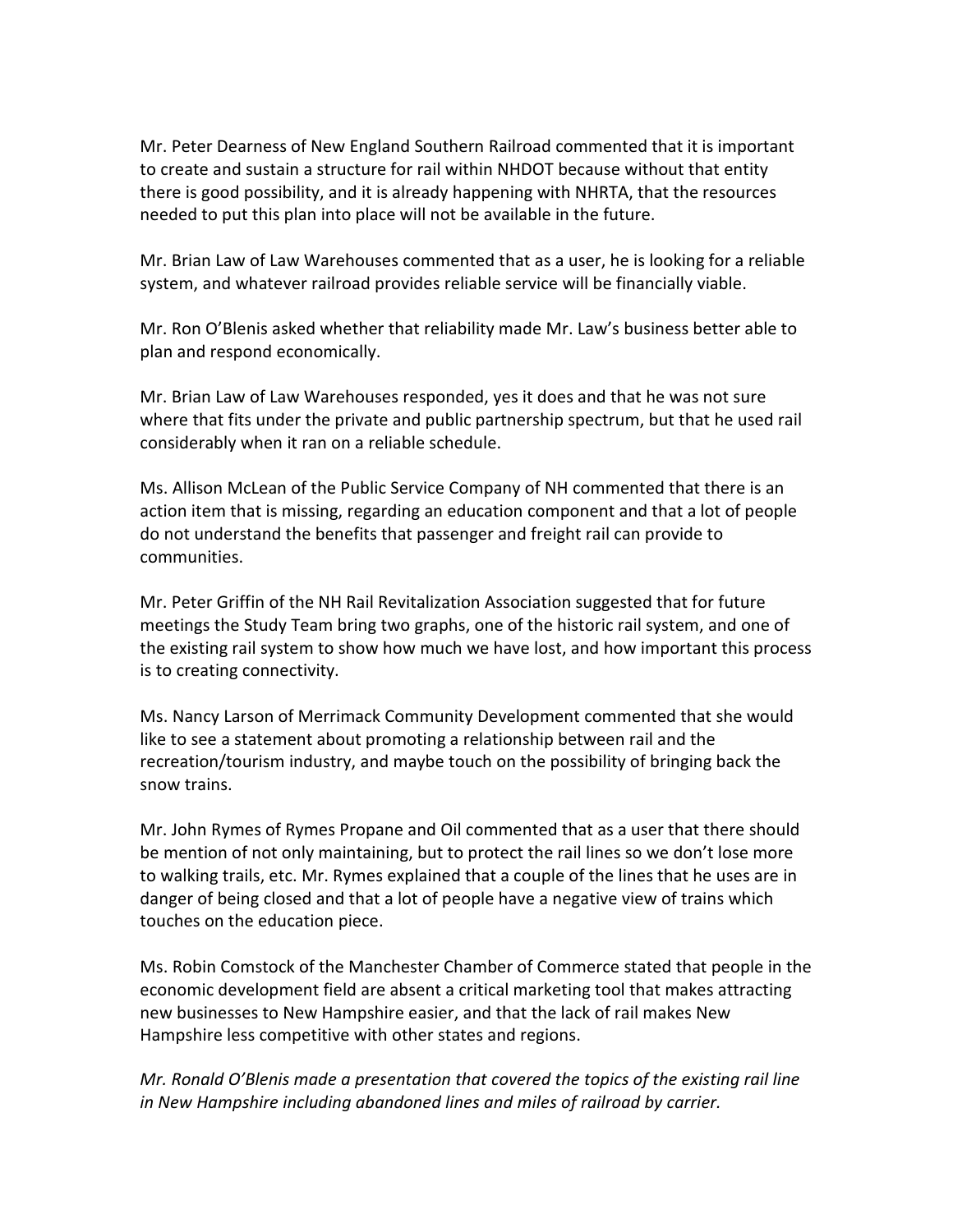Mr. Peter Dearness of New England Southern Railroad commented that it is important to create and sustain a structure for rail within NHDOT because without that entity there is good possibility, and it is already happening with NHRTA, that the resources needed to put this plan into place will not be available in the future.

Mr. Brian Law of Law Warehouses commented that as a user, he is looking for a reliable system, and whatever railroad provides reliable service will be financially viable.

Mr. Ron O'Blenis asked whether that reliability made Mr. Law's business better able to plan and respond economically.

Mr. Brian Law of Law Warehouses responded, yes it does and that he was not sure where that fits under the private and public partnership spectrum, but that he used rail considerably when it ran on a reliable schedule.

Ms. Allison McLean of the Public Service Company of NH commented that there is an action item that is missing, regarding an education component and that a lot of people do not understand the benefits that passenger and freight rail can provide to communities.

Mr. Peter Griffin of the NH Rail Revitalization Association suggested that for future meetings the Study Team bring two graphs, one of the historic rail system, and one of the existing rail system to show how much we have lost, and how important this process is to creating connectivity.

Ms. Nancy Larson of Merrimack Community Development commented that she would like to see a statement about promoting a relationship between rail and the recreation/tourism industry, and maybe touch on the possibility of bringing back the snow trains.

Mr. John Rymes of Rymes Propane and Oil commented that as a user that there should be mention of not only maintaining, but to protect the rail lines so we don't lose more to walking trails, etc. Mr. Rymes explained that a couple of the lines that he uses are in danger of being closed and that a lot of people have a negative view of trains which touches on the education piece.

Ms. Robin Comstock of the Manchester Chamber of Commerce stated that people in the economic development field are absent a critical marketing tool that makes attracting new businesses to New Hampshire easier, and that the lack of rail makes New Hampshire less competitive with other states and regions.

*Mr. Ronald O'Blenis made a presentation that covered the topics of the existing rail line in New Hampshire including abandoned lines and miles of railroad by carrier.*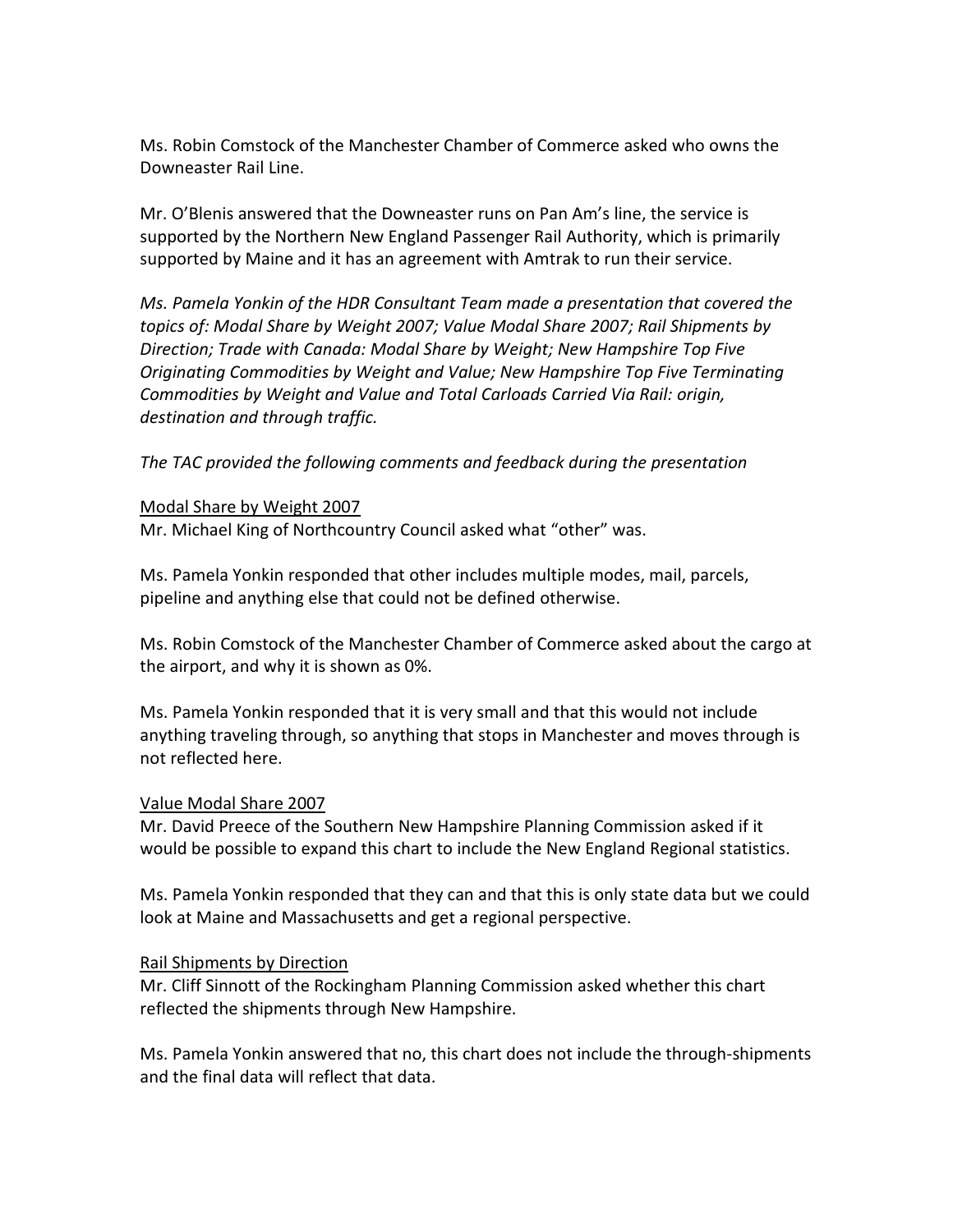Ms. Robin Comstock of the Manchester Chamber of Commerce asked who owns the Downeaster Rail Line.

Mr. O'Blenis answered that the Downeaster runs on Pan Am's line, the service is supported by the Northern New England Passenger Rail Authority, which is primarily supported by Maine and it has an agreement with Amtrak to run their service.

*Ms. Pamela Yonkin of the HDR Consultant Team made a presentation that covered the topics of: Modal Share by Weight 2007; Value Modal Share 2007; Rail Shipments by Direction; Trade with Canada: Modal Share by Weight; New Hampshire Top Five Originating Commodities by Weight and Value; New Hampshire Top Five Terminating Commodities by Weight and Value and Total Carloads Carried Via Rail: origin, destination and through traffic.*

*The TAC provided the following comments and feedback during the presentation*

<u>Modal Share by Weight 2007</u>

Mr. Michael King of Northcountry Council asked what "other" was.

Ms. Pamela Yonkin responded that other includes multiple modes, mail, parcels, pipeline and anything else that could not be defined otherwise.

Ms. Robin Comstock of the Manchester Chamber of Commerce asked about the cargo at the airport, and why it is shown as 0%.

Ms. Pamela Yonkin responded that it is very small and that this would not include anything traveling through, so anything that stops in Manchester and moves through is not reflected here.

<u>Value Modal Share 2007</u>

Mr. David Preece of the Southern New Hampshire Planning Commission asked if it would be possible to expand this chart to include the New England Regional statistics.

Ms. Pamela Yonkin responded that they can and that this is only state data but we could look at Maine and Massachusetts and get a regional perspective.

<u>Rail Shipments by Direction</u>

Mr. Cliff Sinnott of the Rockingham Planning Commission asked whether this chart reflected the shipments through New Hampshire.

Ms. Pamela Yonkin answered that no, this chart does not include the through-shipments and the final data will reflect that data.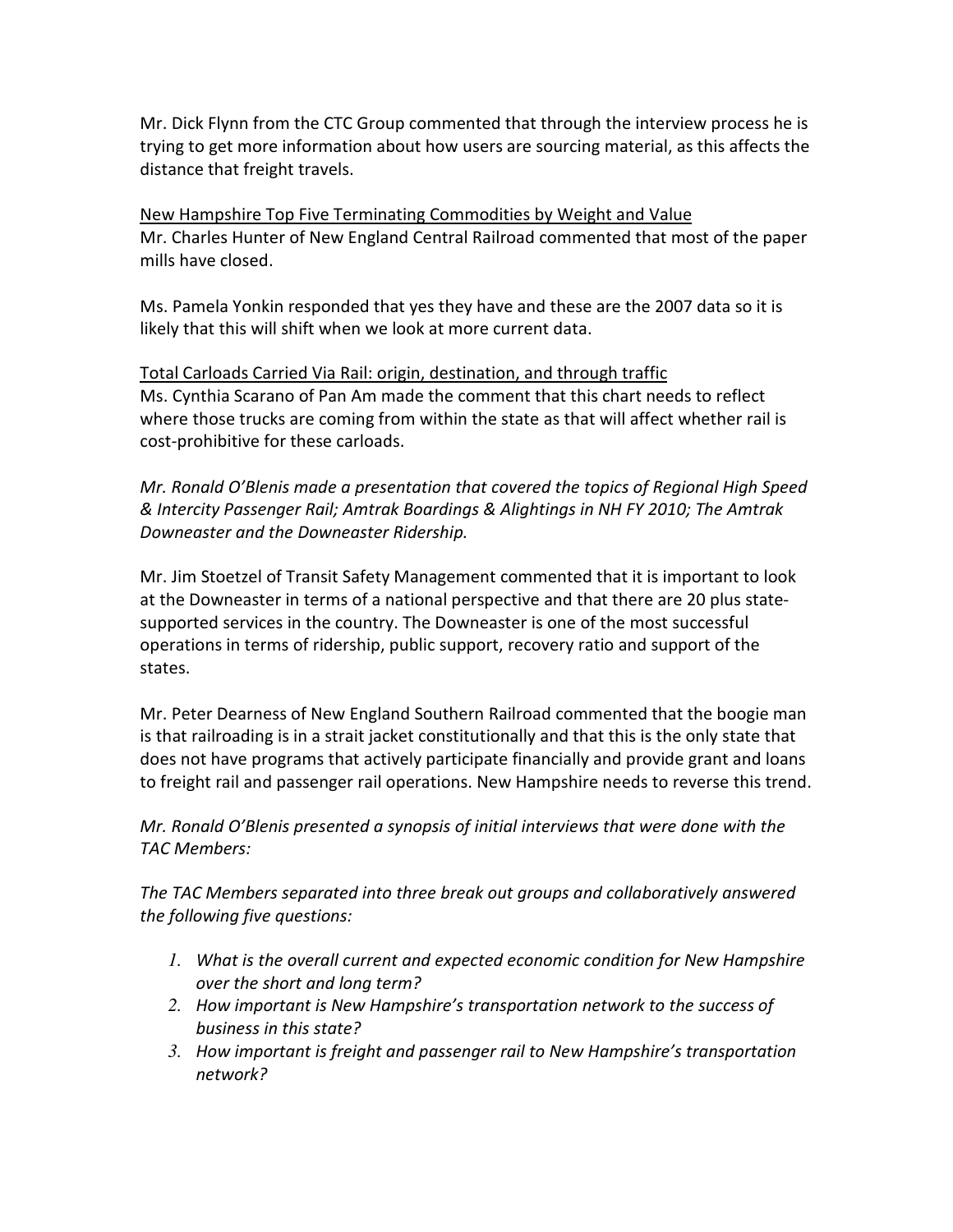Mr. Dick Flynn from the CTC Group commented that through the interview process he is trying to get more information about how users are sourcing material, as this affects the distance that freight travels.

<u>New Hampshire Top Five Terminating Commodities by Weight and Value</u>
Mr. Charles Hunter of New England Central Railroad commented that most of the paper mills have closed.

Ms. Pamela Yonkin responded that yes they have and these are the 2007 data so it is likely that this will shift when we look at more current data.

<u>Total Carloads Carried Via Rail: origin, destination, and through traffic</u>
Ms. Cynthia Scarano of Pan Am made the comment that this chart needs to reflect where those trucks are coming from within the state as that will affect whether rail is cost-prohibitive for these carloads.

*Mr. Ronald O'Blenis made a presentation that covered the topics of Regional High Speed & Intercity Passenger Rail; Amtrak Boardings & Alightings in NH FY 2010; The Amtrak Downeaster and the Downeaster Ridership.*

Mr. Jim Stoetzel of Transit Safety Management commented that it is important to look at the Downeaster in terms of a national perspective and that there are 20 plus state-supported services in the country. The Downeaster is one of the most successful operations in terms of ridership, public support, recovery ratio and support of the states.

Mr. Peter Dearness of New England Southern Railroad commented that the boogie man is that railroading is in a strait jacket constitutionally and that this is the only state that does not have programs that actively participate financially and provide grant and loans to freight rail and passenger rail operations. New Hampshire needs to reverse this trend.

*Mr. Ronald O'Blenis presented a synopsis of initial interviews that were done with the TAC Members:*

*The TAC Members separated into three break out groups and collaboratively answered the following five questions:*

1. *What is the overall current and expected economic condition for New Hampshire over the short and long term?*
2. *How important is New Hampshire's transportation network to the success of business in this state?*
3. *How important is freight and passenger rail to New Hampshire's transportation network?*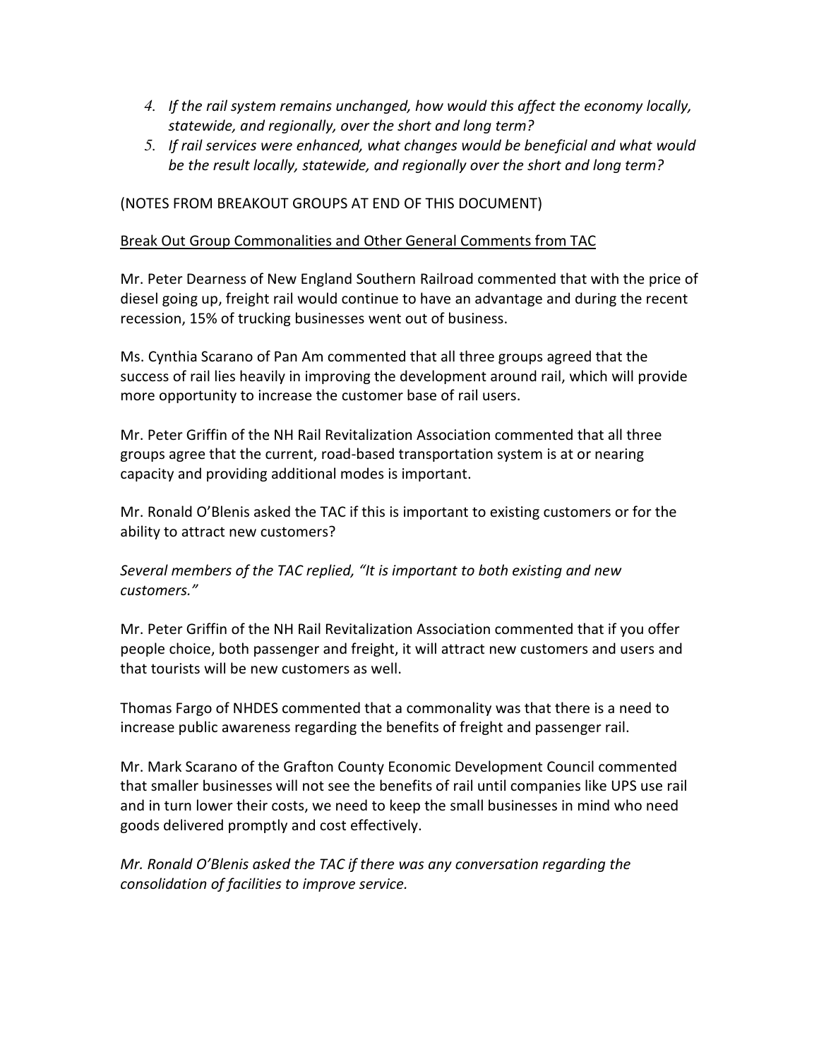4. *If the rail system remains unchanged, how would this affect the economy locally, statewide, and regionally, over the short and long term?*
5. *If rail services were enhanced, what changes would be beneficial and what would be the result locally, statewide, and regionally over the short and long term?*

(NOTES FROM BREAKOUT GROUPS AT END OF THIS DOCUMENT)

<u>Break Out Group Commonalities and Other General Comments from TAC</u>

Mr. Peter Dearness of New England Southern Railroad commented that with the price of diesel going up, freight rail would continue to have an advantage and during the recent recession, 15% of trucking businesses went out of business.

Ms. Cynthia Scarano of Pan Am commented that all three groups agreed that the success of rail lies heavily in improving the development around rail, which will provide more opportunity to increase the customer base of rail users.

Mr. Peter Griffin of the NH Rail Revitalization Association commented that all three groups agree that the current, road-based transportation system is at or nearing capacity and providing additional modes is important.

Mr. Ronald O'Blenis asked the TAC if this is important to existing customers or for the ability to attract new customers?

*Several members of the TAC replied, "It is important to both existing and new customers."*

Mr. Peter Griffin of the NH Rail Revitalization Association commented that if you offer people choice, both passenger and freight, it will attract new customers and users and that tourists will be new customers as well.

Thomas Fargo of NHDES commented that a commonality was that there is a need to increase public awareness regarding the benefits of freight and passenger rail.

Mr. Mark Scarano of the Grafton County Economic Development Council commented that smaller businesses will not see the benefits of rail until companies like UPS use rail and in turn lower their costs, we need to keep the small businesses in mind who need goods delivered promptly and cost effectively.

*Mr. Ronald O'Blenis asked the TAC if there was any conversation regarding the consolidation of facilities to improve service.*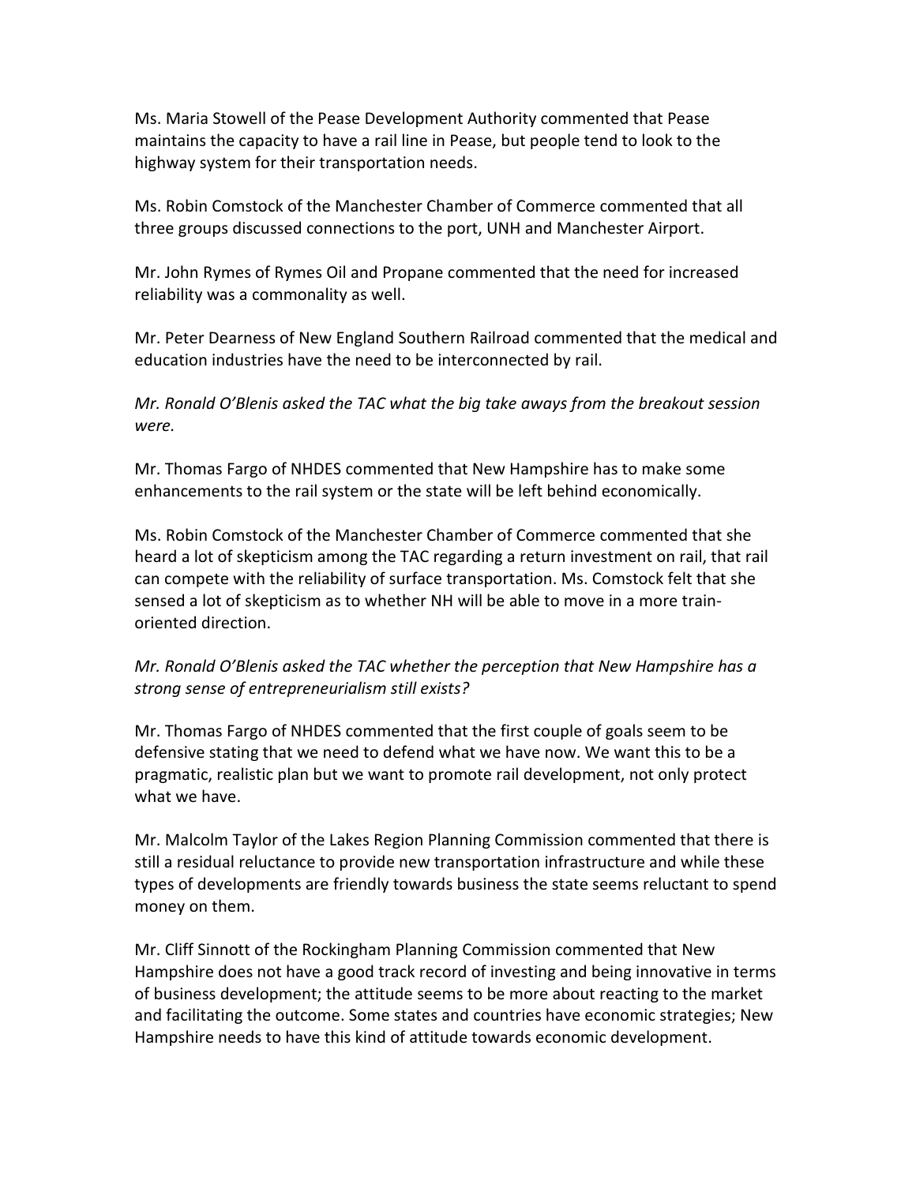Ms. Maria Stowell of the Pease Development Authority commented that Pease maintains the capacity to have a rail line in Pease, but people tend to look to the highway system for their transportation needs.

Ms. Robin Comstock of the Manchester Chamber of Commerce commented that all three groups discussed connections to the port, UNH and Manchester Airport.

Mr. John Rymes of Rymes Oil and Propane commented that the need for increased reliability was a commonality as well.

Mr. Peter Dearness of New England Southern Railroad commented that the medical and education industries have the need to be interconnected by rail.

*Mr. Ronald O'Blenis asked the TAC what the big take aways from the breakout session were.*

Mr. Thomas Fargo of NHDES commented that New Hampshire has to make some enhancements to the rail system or the state will be left behind economically.

Ms. Robin Comstock of the Manchester Chamber of Commerce commented that she heard a lot of skepticism among the TAC regarding a return investment on rail, that rail can compete with the reliability of surface transportation. Ms. Comstock felt that she sensed a lot of skepticism as to whether NH will be able to move in a more train-oriented direction.

*Mr. Ronald O'Blenis asked the TAC whether the perception that New Hampshire has a strong sense of entrepreneurialism still exists?*

Mr. Thomas Fargo of NHDES commented that the first couple of goals seem to be defensive stating that we need to defend what we have now. We want this to be a pragmatic, realistic plan but we want to promote rail development, not only protect what we have.

Mr. Malcolm Taylor of the Lakes Region Planning Commission commented that there is still a residual reluctance to provide new transportation infrastructure and while these types of developments are friendly towards business the state seems reluctant to spend money on them.

Mr. Cliff Sinnott of the Rockingham Planning Commission commented that New Hampshire does not have a good track record of investing and being innovative in terms of business development; the attitude seems to be more about reacting to the market and facilitating the outcome. Some states and countries have economic strategies; New Hampshire needs to have this kind of attitude towards economic development.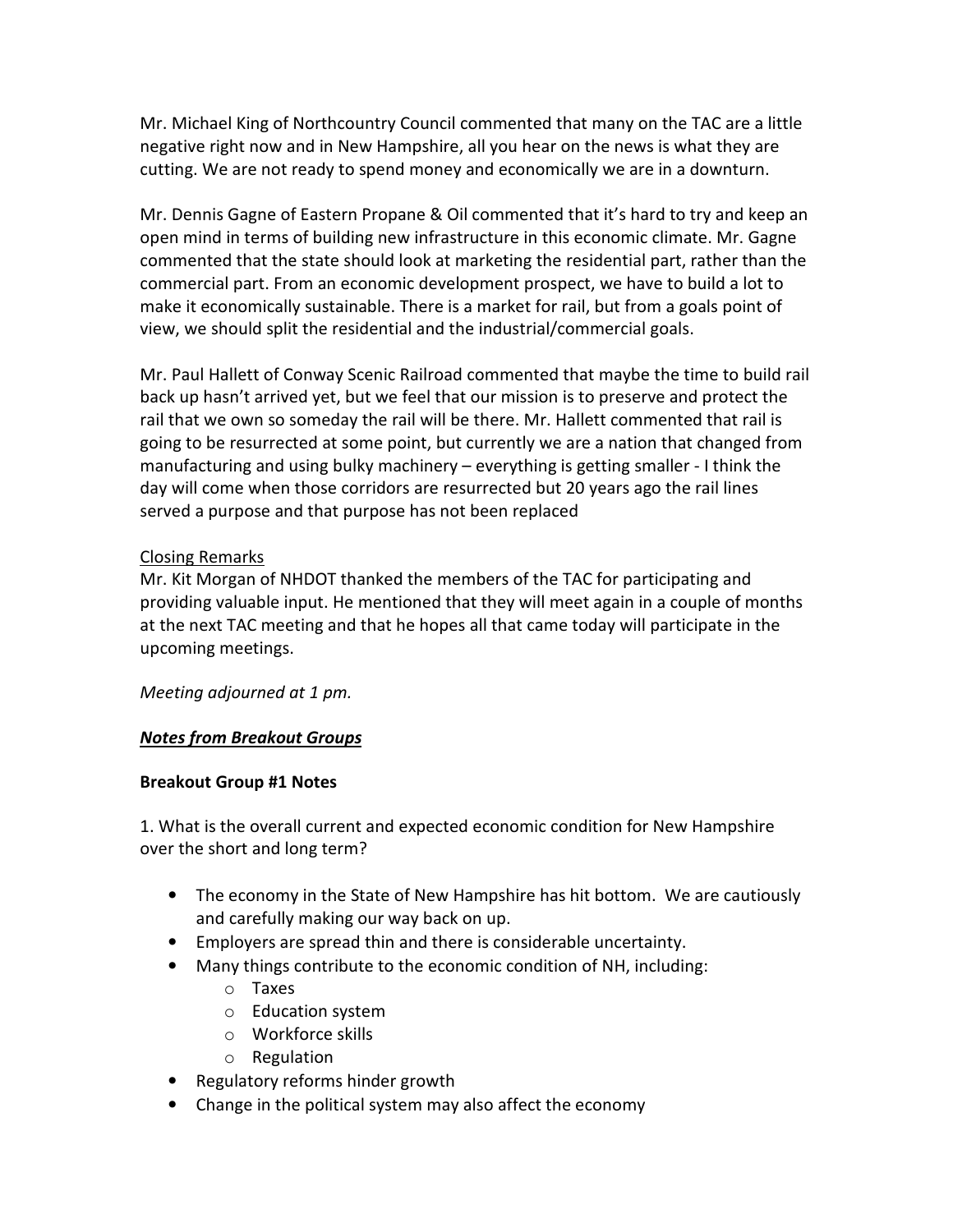Mr. Michael King of Northcountry Council commented that many on the TAC are a little negative right now and in New Hampshire, all you hear on the news is what they are cutting. We are not ready to spend money and economically we are in a downturn.

Mr. Dennis Gagne of Eastern Propane & Oil commented that it's hard to try and keep an open mind in terms of building new infrastructure in this economic climate. Mr. Gagne commented that the state should look at marketing the residential part, rather than the commercial part. From an economic development prospect, we have to build a lot to make it economically sustainable. There is a market for rail, but from a goals point of view, we should split the residential and the industrial/commercial goals.

Mr. Paul Hallett of Conway Scenic Railroad commented that maybe the time to build rail back up hasn't arrived yet, but we feel that our mission is to preserve and protect the rail that we own so someday the rail will be there. Mr. Hallett commented that rail is going to be resurrected at some point, but currently we are a nation that changed from manufacturing and using bulky machinery – everything is getting smaller - I think the day will come when those corridors are resurrected but 20 years ago the rail lines served a purpose and that purpose has not been replaced

<u>Closing Remarks</u>

Mr. Kit Morgan of NHDOT thanked the members of the TAC for participating and providing valuable input. He mentioned that they will meet again in a couple of months at the next TAC meeting and that he hopes all that came today will participate in the upcoming meetings.

*Meeting adjourned at 1 pm.*

***<u>Notes from Breakout Groups</u>***

**Breakout Group #1 Notes**

1. What is the overall current and expected economic condition for New Hampshire over the short and long term?

- The economy in the State of New Hampshire has hit bottom. We are cautiously and carefully making our way back on up.
- Employers are spread thin and there is considerable uncertainty.
- Many things contribute to the economic condition of NH, including:
  - Taxes
  - Education system
  - Workforce skills
  - Regulation
- Regulatory reforms hinder growth
- Change in the political system may also affect the economy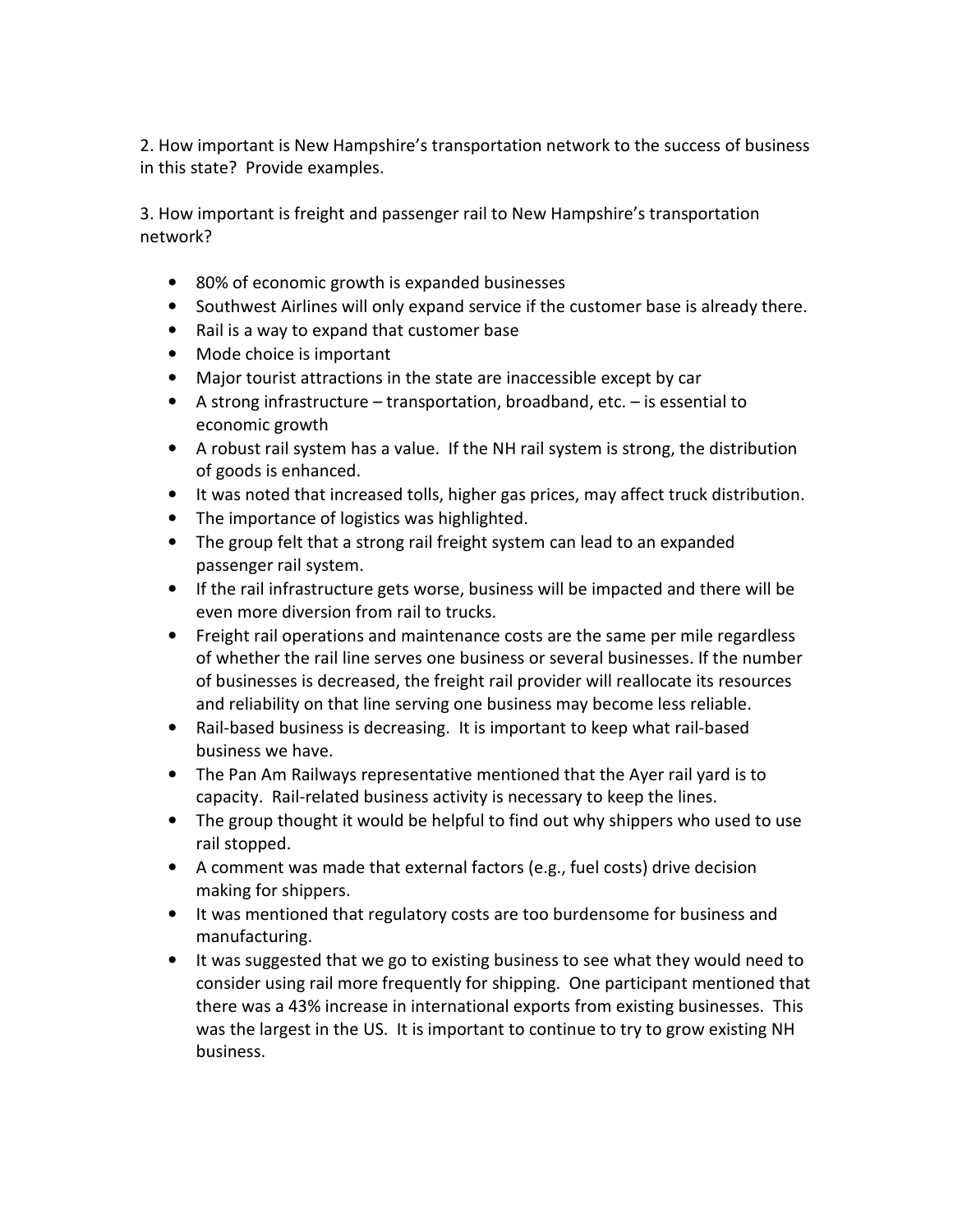2. How important is New Hampshire's transportation network to the success of business in this state? Provide examples.

3. How important is freight and passenger rail to New Hampshire's transportation network?

- 80% of economic growth is expanded businesses
- Southwest Airlines will only expand service if the customer base is already there.
- Rail is a way to expand that customer base
- Mode choice is important
- Major tourist attractions in the state are inaccessible except by car
- A strong infrastructure – transportation, broadband, etc. – is essential to economic growth
- A robust rail system has a value. If the NH rail system is strong, the distribution of goods is enhanced.
- It was noted that increased tolls, higher gas prices, may affect truck distribution.
- The importance of logistics was highlighted.
- The group felt that a strong rail freight system can lead to an expanded passenger rail system.
- If the rail infrastructure gets worse, business will be impacted and there will be even more diversion from rail to trucks.
- Freight rail operations and maintenance costs are the same per mile regardless of whether the rail line serves one business or several businesses. If the number of businesses is decreased, the freight rail provider will reallocate its resources and reliability on that line serving one business may become less reliable.
- Rail-based business is decreasing. It is important to keep what rail-based business we have.
- The Pan Am Railways representative mentioned that the Ayer rail yard is to capacity. Rail-related business activity is necessary to keep the lines.
- The group thought it would be helpful to find out why shippers who used to use rail stopped.
- A comment was made that external factors (e.g., fuel costs) drive decision making for shippers.
- It was mentioned that regulatory costs are too burdensome for business and manufacturing.
- It was suggested that we go to existing business to see what they would need to consider using rail more frequently for shipping. One participant mentioned that there was a 43% increase in international exports from existing businesses. This was the largest in the US. It is important to continue to try to grow existing NH business.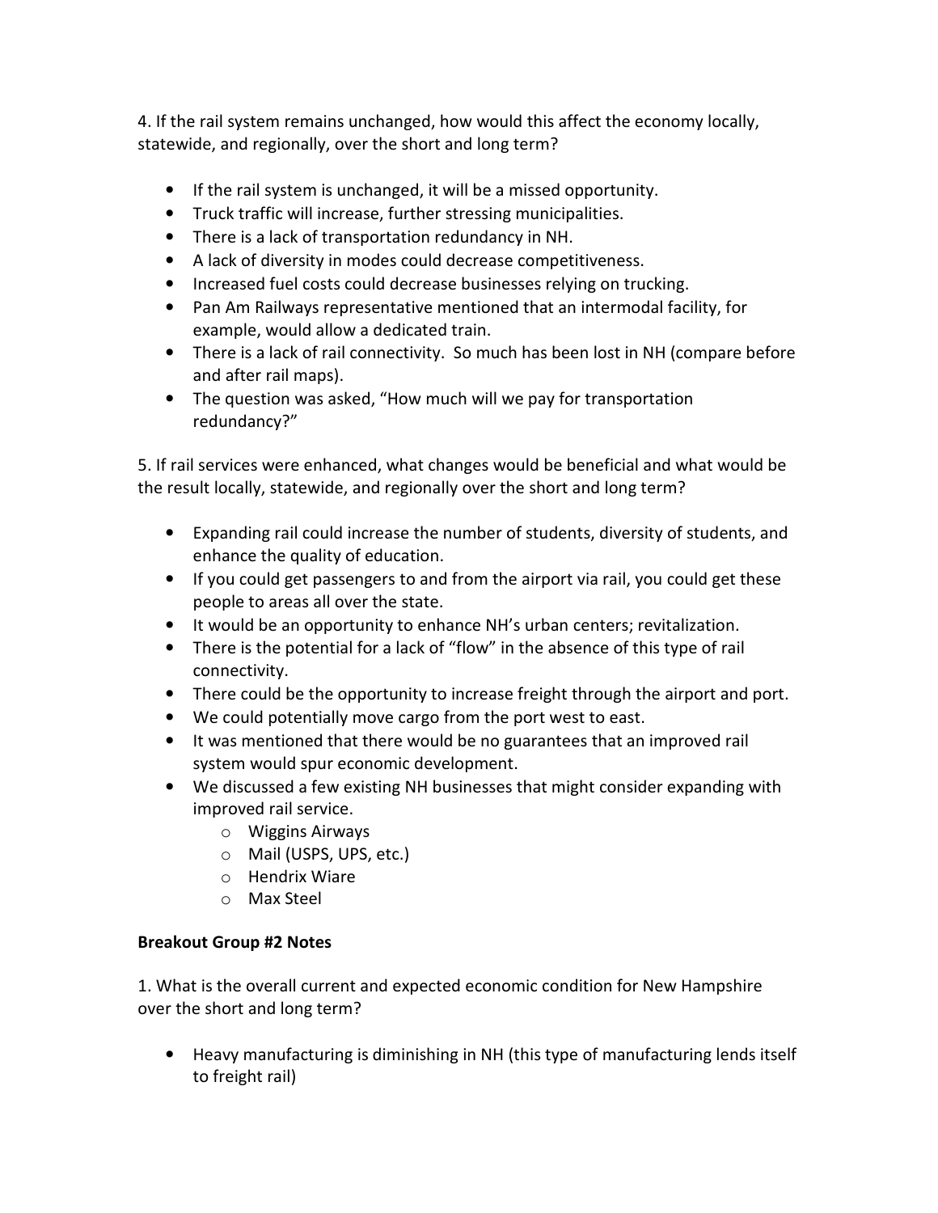4. If the rail system remains unchanged, how would this affect the economy locally, statewide, and regionally, over the short and long term?

- If the rail system is unchanged, it will be a missed opportunity.
- Truck traffic will increase, further stressing municipalities.
- There is a lack of transportation redundancy in NH.
- A lack of diversity in modes could decrease competitiveness.
- Increased fuel costs could decrease businesses relying on trucking.
- Pan Am Railways representative mentioned that an intermodal facility, for example, would allow a dedicated train.
- There is a lack of rail connectivity. So much has been lost in NH (compare before and after rail maps).
- The question was asked, "How much will we pay for transportation redundancy?"

5. If rail services were enhanced, what changes would be beneficial and what would be the result locally, statewide, and regionally over the short and long term?

- Expanding rail could increase the number of students, diversity of students, and enhance the quality of education.
- If you could get passengers to and from the airport via rail, you could get these people to areas all over the state.
- It would be an opportunity to enhance NH's urban centers; revitalization.
- There is the potential for a lack of "flow" in the absence of this type of rail connectivity.
- There could be the opportunity to increase freight through the airport and port.
- We could potentially move cargo from the port west to east.
- It was mentioned that there would be no guarantees that an improved rail system would spur economic development.
- We discussed a few existing NH businesses that might consider expanding with improved rail service.
  - Wiggins Airways
  - Mail (USPS, UPS, etc.)
  - Hendrix Wiare
  - Max Steel

**Breakout Group #2 Notes**

1. What is the overall current and expected economic condition for New Hampshire over the short and long term?

- Heavy manufacturing is diminishing in NH (this type of manufacturing lends itself to freight rail)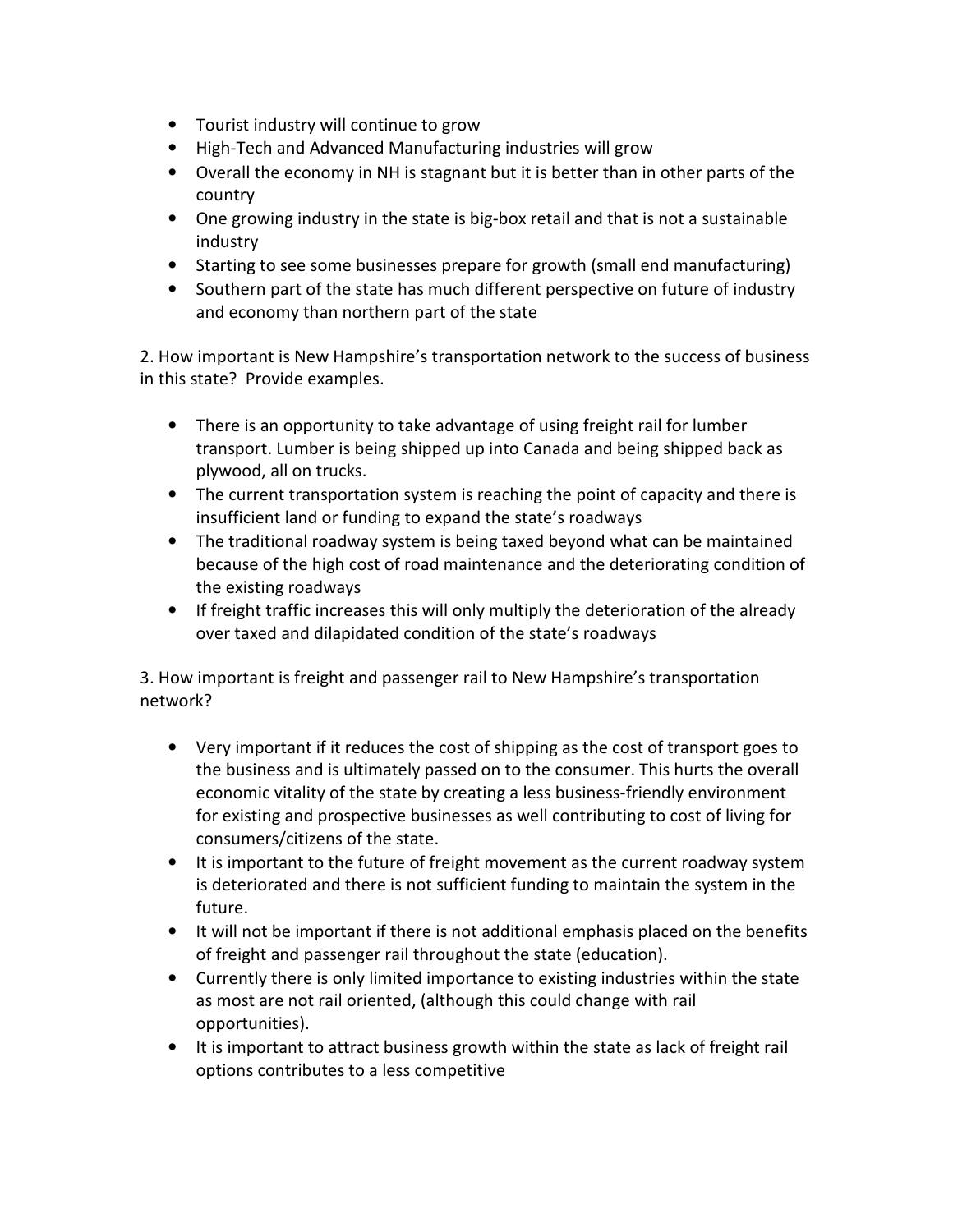- Tourist industry will continue to grow
- High-Tech and Advanced Manufacturing industries will grow
- Overall the economy in NH is stagnant but it is better than in other parts of the country
- One growing industry in the state is big-box retail and that is not a sustainable industry
- Starting to see some businesses prepare for growth (small end manufacturing)
- Southern part of the state has much different perspective on future of industry and economy than northern part of the state

2. How important is New Hampshire's transportation network to the success of business in this state? Provide examples.

- There is an opportunity to take advantage of using freight rail for lumber transport. Lumber is being shipped up into Canada and being shipped back as plywood, all on trucks.
- The current transportation system is reaching the point of capacity and there is insufficient land or funding to expand the state's roadways
- The traditional roadway system is being taxed beyond what can be maintained because of the high cost of road maintenance and the deteriorating condition of the existing roadways
- If freight traffic increases this will only multiply the deterioration of the already over taxed and dilapidated condition of the state's roadways

3. How important is freight and passenger rail to New Hampshire's transportation network?

- Very important if it reduces the cost of shipping as the cost of transport goes to the business and is ultimately passed on to the consumer. This hurts the overall economic vitality of the state by creating a less business-friendly environment for existing and prospective businesses as well contributing to cost of living for consumers/citizens of the state.
- It is important to the future of freight movement as the current roadway system is deteriorated and there is not sufficient funding to maintain the system in the future.
- It will not be important if there is not additional emphasis placed on the benefits of freight and passenger rail throughout the state (education).
- Currently there is only limited importance to existing industries within the state as most are not rail oriented, (although this could change with rail opportunities).
- It is important to attract business growth within the state as lack of freight rail options contributes to a less competitive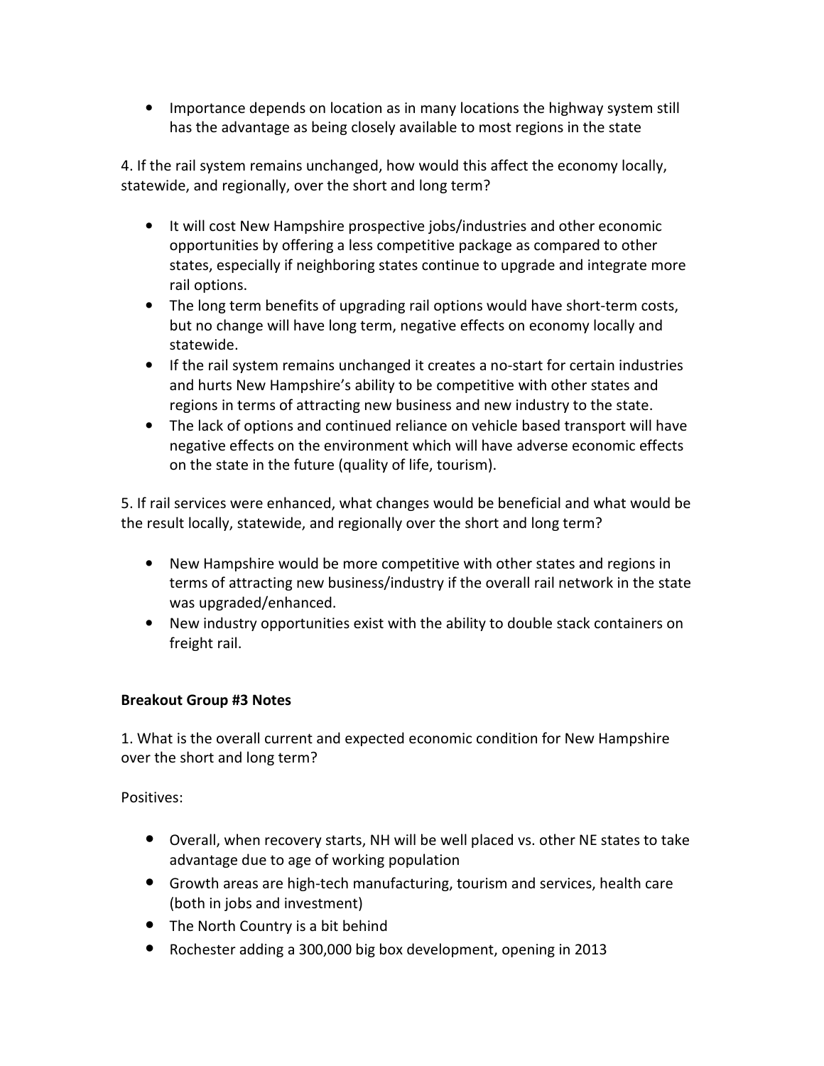- Importance depends on location as in many locations the highway system still has the advantage as being closely available to most regions in the state

4. If the rail system remains unchanged, how would this affect the economy locally, statewide, and regionally, over the short and long term?

- It will cost New Hampshire prospective jobs/industries and other economic opportunities by offering a less competitive package as compared to other states, especially if neighboring states continue to upgrade and integrate more rail options.
- The long term benefits of upgrading rail options would have short-term costs, but no change will have long term, negative effects on economy locally and statewide.
- If the rail system remains unchanged it creates a no-start for certain industries and hurts New Hampshire's ability to be competitive with other states and regions in terms of attracting new business and new industry to the state.
- The lack of options and continued reliance on vehicle based transport will have negative effects on the environment which will have adverse economic effects on the state in the future (quality of life, tourism).

5. If rail services were enhanced, what changes would be beneficial and what would be the result locally, statewide, and regionally over the short and long term?

- New Hampshire would be more competitive with other states and regions in terms of attracting new business/industry if the overall rail network in the state was upgraded/enhanced.
- New industry opportunities exist with the ability to double stack containers on freight rail.

**Breakout Group #3 Notes**

1. What is the overall current and expected economic condition for New Hampshire over the short and long term?

Positives:

- Overall, when recovery starts, NH will be well placed vs. other NE states to take advantage due to age of working population
- Growth areas are high-tech manufacturing, tourism and services, health care (both in jobs and investment)
- The North Country is a bit behind
- Rochester adding a 300,000 big box development, opening in 2013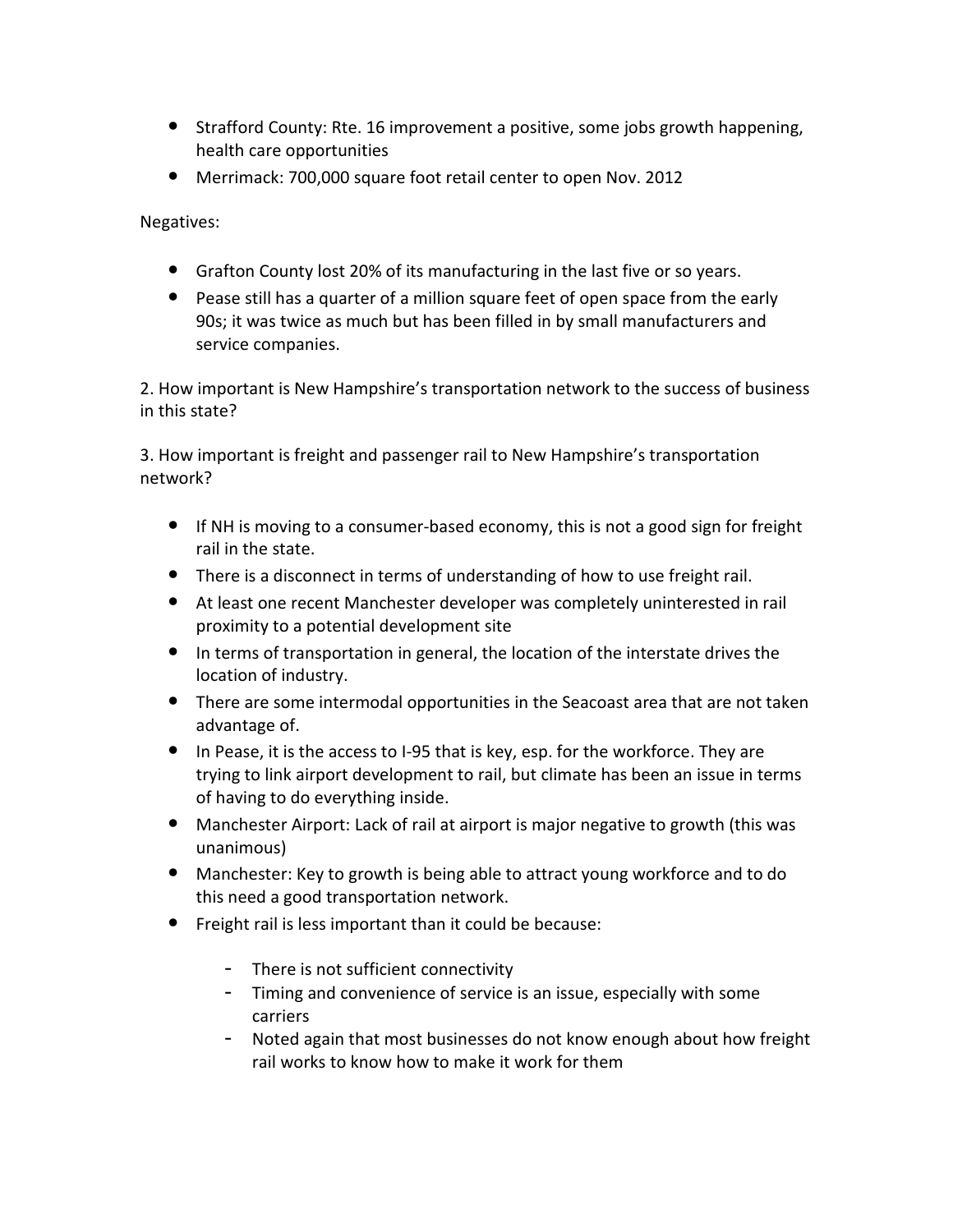- Strafford County: Rte. 16 improvement a positive, some jobs growth happening, health care opportunities
- Merrimack: 700,000 square foot retail center to open Nov. 2012

Negatives:

- Grafton County lost 20% of its manufacturing in the last five or so years.
- Pease still has a quarter of a million square feet of open space from the early 90s; it was twice as much but has been filled in by small manufacturers and service companies.

2. How important is New Hampshire's transportation network to the success of business in this state?

3. How important is freight and passenger rail to New Hampshire's transportation network?

- If NH is moving to a consumer-based economy, this is not a good sign for freight rail in the state.
- There is a disconnect in terms of understanding of how to use freight rail.
- At least one recent Manchester developer was completely uninterested in rail proximity to a potential development site
- In terms of transportation in general, the location of the interstate drives the location of industry.
- There are some intermodal opportunities in the Seacoast area that are not taken advantage of.
- In Pease, it is the access to I-95 that is key, esp. for the workforce. They are trying to link airport development to rail, but climate has been an issue in terms of having to do everything inside.
- Manchester Airport: Lack of rail at airport is major negative to growth (this was unanimous)
- Manchester: Key to growth is being able to attract young workforce and to do this need a good transportation network.
- Freight rail is less important than it could be because:
    - There is not sufficient connectivity
    - Timing and convenience of service is an issue, especially with some carriers
    - Noted again that most businesses do not know enough about how freight rail works to know how to make it work for them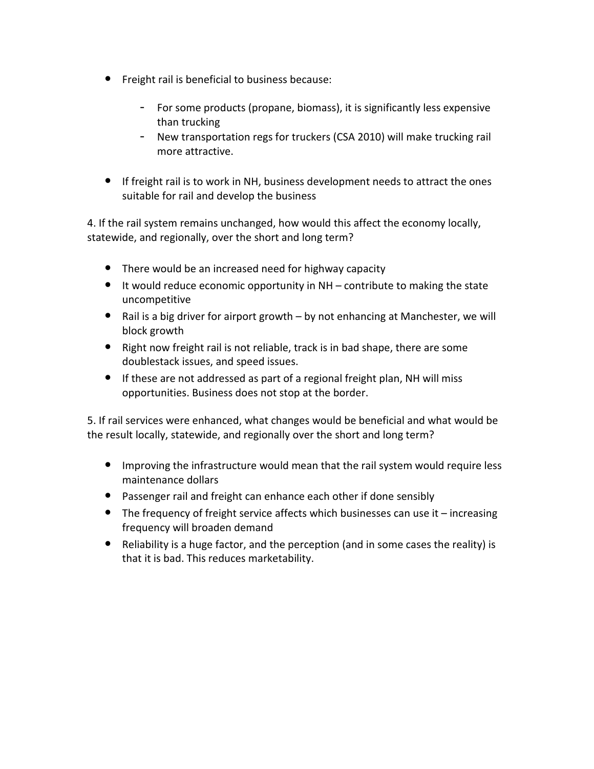- Freight rail is beneficial to business because:
    - For some products (propane, biomass), it is significantly less expensive than trucking
    - New transportation regs for truckers (CSA 2010) will make trucking rail more attractive.
- If freight rail is to work in NH, business development needs to attract the ones suitable for rail and develop the business

4. If the rail system remains unchanged, how would this affect the economy locally, statewide, and regionally, over the short and long term?

- There would be an increased need for highway capacity
- It would reduce economic opportunity in NH – contribute to making the state uncompetitive
- Rail is a big driver for airport growth – by not enhancing at Manchester, we will block growth
- Right now freight rail is not reliable, track is in bad shape, there are some doublestack issues, and speed issues.
- If these are not addressed as part of a regional freight plan, NH will miss opportunities. Business does not stop at the border.

5. If rail services were enhanced, what changes would be beneficial and what would be the result locally, statewide, and regionally over the short and long term?

- Improving the infrastructure would mean that the rail system would require less maintenance dollars
- Passenger rail and freight can enhance each other if done sensibly
- The frequency of freight service affects which businesses can use it – increasing frequency will broaden demand
- Reliability is a huge factor, and the perception (and in some cases the reality) is that it is bad. This reduces marketability.